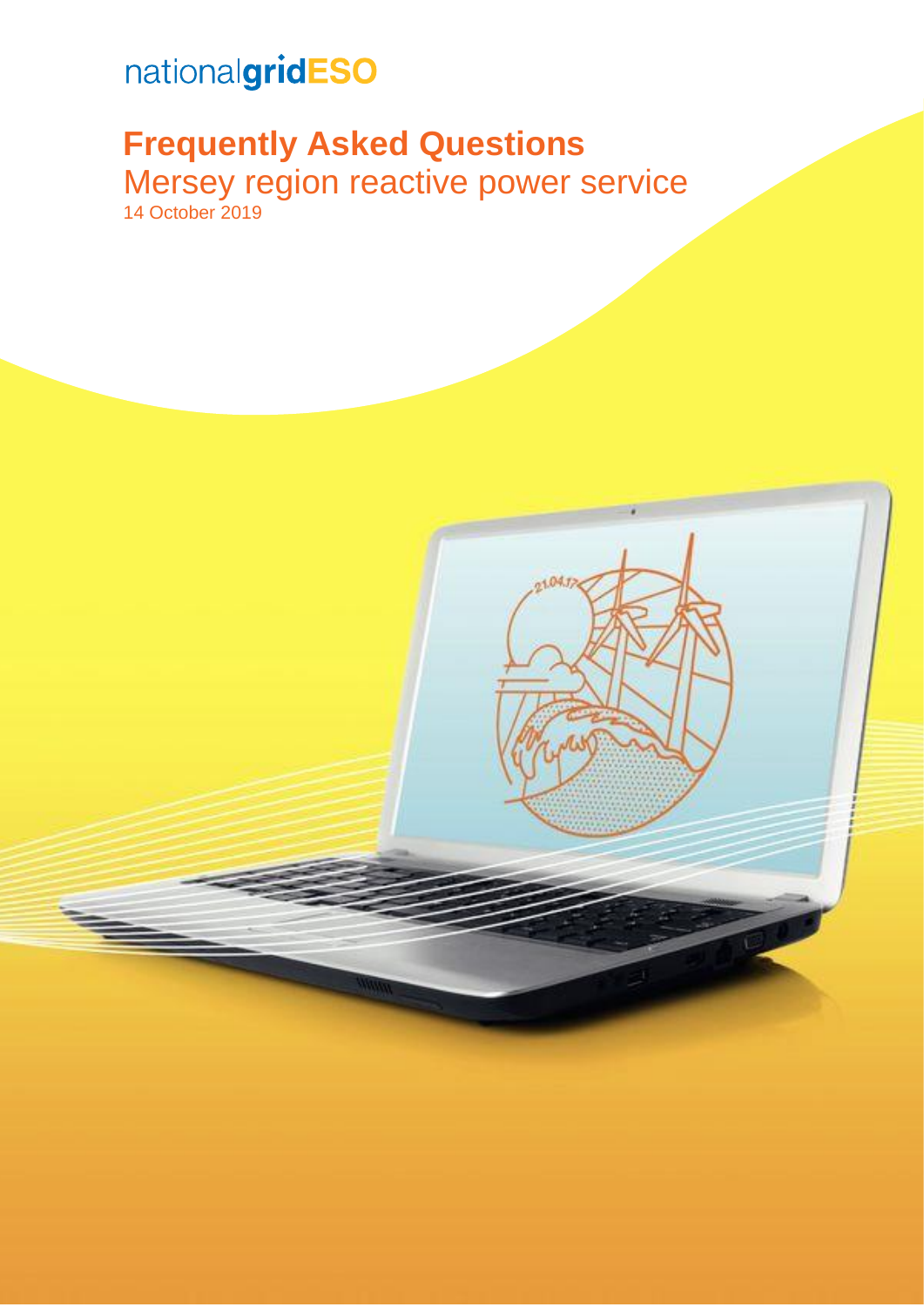nationalgridESO

# Frequently Asked Questions

## Mersey region reactive power service

14 October 2019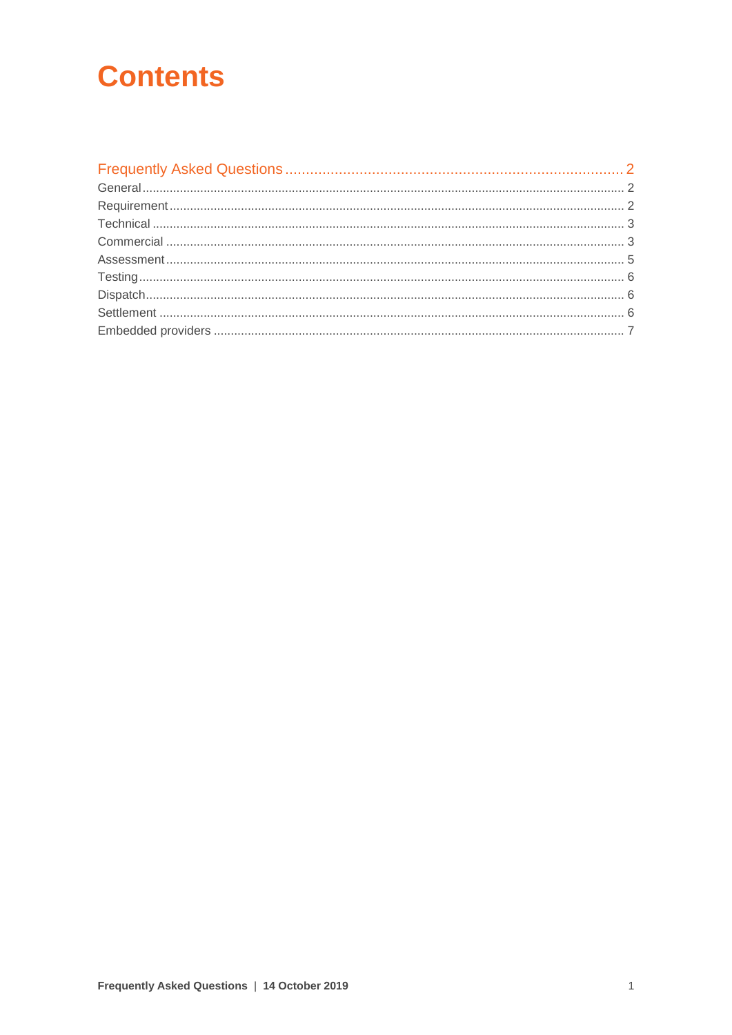# Contents

Frequently Asked Questions ........ 2

General ........ 2

Requirement ........ 2

Technical ........ 3

Commercial ........ 3

Assessment ........ 5

Testing ........ 6

Dispatch ........ 6

Settlement ........ 6

Embedded providers ........ 7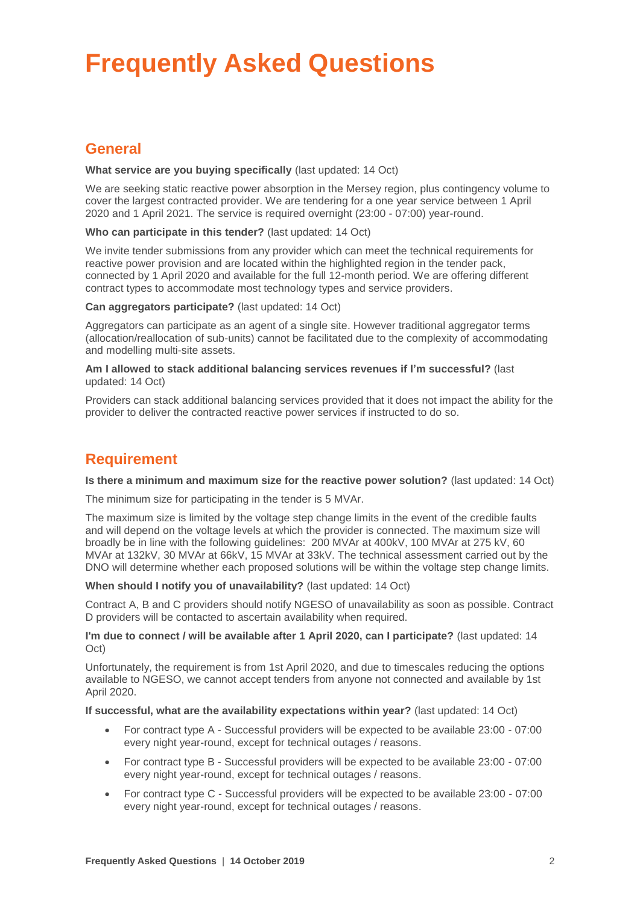# Frequently Asked Questions

## General

**What service are you buying specifically** (last updated: 14 Oct)

We are seeking static reactive power absorption in the Mersey region, plus contingency volume to cover the largest contracted provider. We are tendering for a one year service between 1 April 2020 and 1 April 2021. The service is required overnight (23:00 - 07:00) year-round.

**Who can participate in this tender?** (last updated: 14 Oct)

We invite tender submissions from any provider which can meet the technical requirements for reactive power provision and are located within the highlighted region in the tender pack, connected by 1 April 2020 and available for the full 12-month period. We are offering different contract types to accommodate most technology types and service providers.

**Can aggregators participate?** (last updated: 14 Oct)

Aggregators can participate as an agent of a single site. However traditional aggregator terms (allocation/reallocation of sub-units) cannot be facilitated due to the complexity of accommodating and modelling multi-site assets.

**Am I allowed to stack additional balancing services revenues if I'm successful?** (last updated: 14 Oct)

Providers can stack additional balancing services provided that it does not impact the ability for the provider to deliver the contracted reactive power services if instructed to do so.

## Requirement

**Is there a minimum and maximum size for the reactive power solution?** (last updated: 14 Oct)

The minimum size for participating in the tender is 5 MVAr.

The maximum size is limited by the voltage step change limits in the event of the credible faults and will depend on the voltage levels at which the provider is connected. The maximum size will broadly be in line with the following guidelines: 200 MVAr at 400kV, 100 MVAr at 275 kV, 60 MVAr at 132kV, 30 MVAr at 66kV, 15 MVAr at 33kV. The technical assessment carried out by the DNO will determine whether each proposed solutions will be within the voltage step change limits.

**When should I notify you of unavailability?** (last updated: 14 Oct)

Contract A, B and C providers should notify NGESO of unavailability as soon as possible. Contract D providers will be contacted to ascertain availability when required.

**I'm due to connect / will be available after 1 April 2020, can I participate?** (last updated: 14 Oct)

Unfortunately, the requirement is from 1st April 2020, and due to timescales reducing the options available to NGESO, we cannot accept tenders from anyone not connected and available by 1st April 2020.

**If successful, what are the availability expectations within year?** (last updated: 14 Oct)

- For contract type A - Successful providers will be expected to be available 23:00 - 07:00 every night year-round, except for technical outages / reasons.
- For contract type B - Successful providers will be expected to be available 23:00 - 07:00 every night year-round, except for technical outages / reasons.
- For contract type C - Successful providers will be expected to be available 23:00 - 07:00 every night year-round, except for technical outages / reasons.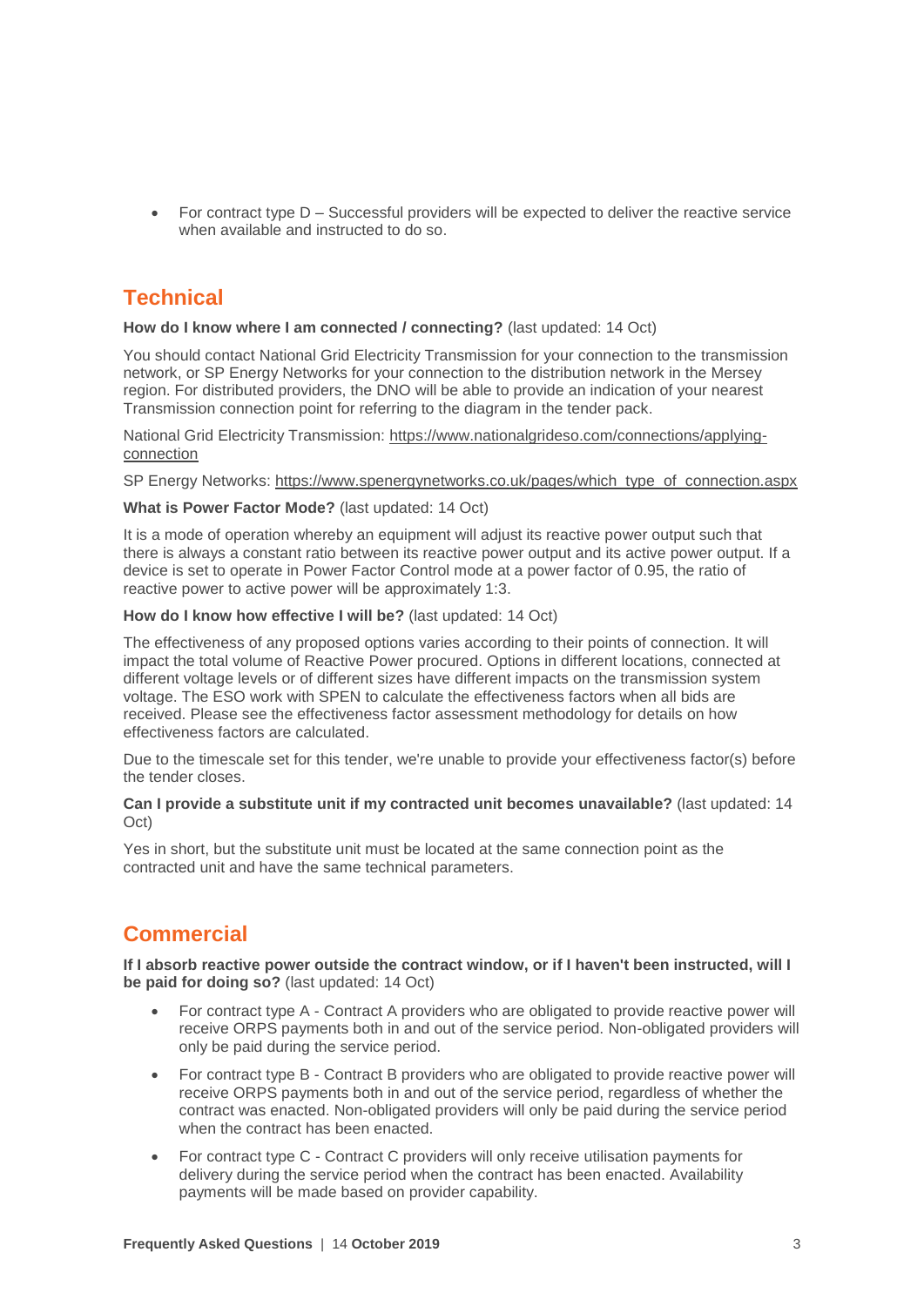- For contract type D – Successful providers will be expected to deliver the reactive service when available and instructed to do so.

## Technical

**How do I know where I am connected / connecting?** (last updated: 14 Oct)

You should contact National Grid Electricity Transmission for your connection to the transmission network, or SP Energy Networks for your connection to the distribution network in the Mersey region. For distributed providers, the DNO will be able to provide an indication of your nearest Transmission connection point for referring to the diagram in the tender pack.

National Grid Electricity Transmission: https://www.nationalgrideso.com/connections/applying-connection

SP Energy Networks: https://www.spenergynetworks.co.uk/pages/which_type_of_connection.aspx

**What is Power Factor Mode?** (last updated: 14 Oct)

It is a mode of operation whereby an equipment will adjust its reactive power output such that there is always a constant ratio between its reactive power output and its active power output. If a device is set to operate in Power Factor Control mode at a power factor of 0.95, the ratio of reactive power to active power will be approximately 1:3.

**How do I know how effective I will be?** (last updated: 14 Oct)

The effectiveness of any proposed options varies according to their points of connection. It will impact the total volume of Reactive Power procured. Options in different locations, connected at different voltage levels or of different sizes have different impacts on the transmission system voltage. The ESO work with SPEN to calculate the effectiveness factors when all bids are received. Please see the effectiveness factor assessment methodology for details on how effectiveness factors are calculated.

Due to the timescale set for this tender, we're unable to provide your effectiveness factor(s) before the tender closes.

**Can I provide a substitute unit if my contracted unit becomes unavailable?** (last updated: 14 Oct)

Yes in short, but the substitute unit must be located at the same connection point as the contracted unit and have the same technical parameters.

## Commercial

**If I absorb reactive power outside the contract window, or if I haven't been instructed, will I be paid for doing so?** (last updated: 14 Oct)

- For contract type A - Contract A providers who are obligated to provide reactive power will receive ORPS payments both in and out of the service period. Non-obligated providers will only be paid during the service period.
- For contract type B - Contract B providers who are obligated to provide reactive power will receive ORPS payments both in and out of the service period, regardless of whether the contract was enacted. Non-obligated providers will only be paid during the service period when the contract has been enacted.
- For contract type C - Contract C providers will only receive utilisation payments for delivery during the service period when the contract has been enacted. Availability payments will be made based on provider capability.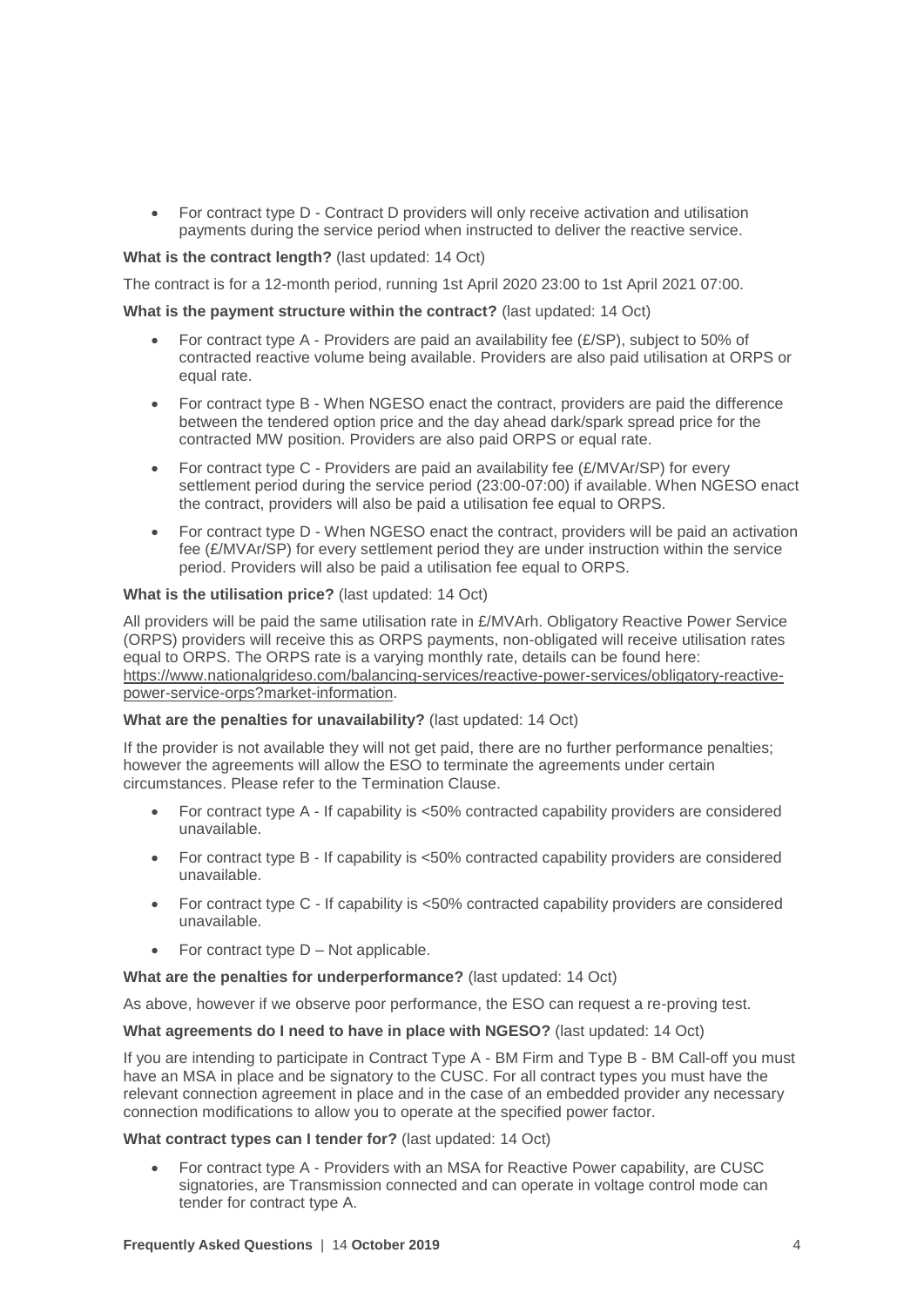- For contract type D - Contract D providers will only receive activation and utilisation payments during the service period when instructed to deliver the reactive service.

**What is the contract length?** (last updated: 14 Oct)

The contract is for a 12-month period, running 1st April 2020 23:00 to 1st April 2021 07:00.

**What is the payment structure within the contract?** (last updated: 14 Oct)

- For contract type A - Providers are paid an availability fee (£/SP), subject to 50% of contracted reactive volume being available. Providers are also paid utilisation at ORPS or equal rate.
- For contract type B - When NGESO enact the contract, providers are paid the difference between the tendered option price and the day ahead dark/spark spread price for the contracted MW position. Providers are also paid ORPS or equal rate.
- For contract type C - Providers are paid an availability fee (£/MVAr/SP) for every settlement period during the service period (23:00-07:00) if available. When NGESO enact the contract, providers will also be paid a utilisation fee equal to ORPS.
- For contract type D - When NGESO enact the contract, providers will be paid an activation fee (£/MVAr/SP) for every settlement period they are under instruction within the service period. Providers will also be paid a utilisation fee equal to ORPS.

**What is the utilisation price?** (last updated: 14 Oct)

All providers will be paid the same utilisation rate in £/MVArh. Obligatory Reactive Power Service (ORPS) providers will receive this as ORPS payments, non-obligated will receive utilisation rates equal to ORPS. The ORPS rate is a varying monthly rate, details can be found here: https://www.nationalgrideso.com/balancing-services/reactive-power-services/obligatory-reactive-power-service-orps?market-information.

**What are the penalties for unavailability?** (last updated: 14 Oct)

If the provider is not available they will not get paid, there are no further performance penalties; however the agreements will allow the ESO to terminate the agreements under certain circumstances. Please refer to the Termination Clause.

- For contract type A - If capability is <50% contracted capability providers are considered unavailable.
- For contract type B - If capability is <50% contracted capability providers are considered unavailable.
- For contract type C - If capability is <50% contracted capability providers are considered unavailable.
- For contract type D – Not applicable.

**What are the penalties for underperformance?** (last updated: 14 Oct)

As above, however if we observe poor performance, the ESO can request a re-proving test.

**What agreements do I need to have in place with NGESO?** (last updated: 14 Oct)

If you are intending to participate in Contract Type A - BM Firm and Type B - BM Call-off you must have an MSA in place and be signatory to the CUSC. For all contract types you must have the relevant connection agreement in place and in the case of an embedded provider any necessary connection modifications to allow you to operate at the specified power factor.

**What contract types can I tender for?** (last updated: 14 Oct)

- For contract type A - Providers with an MSA for Reactive Power capability, are CUSC signatories, are Transmission connected and can operate in voltage control mode can tender for contract type A.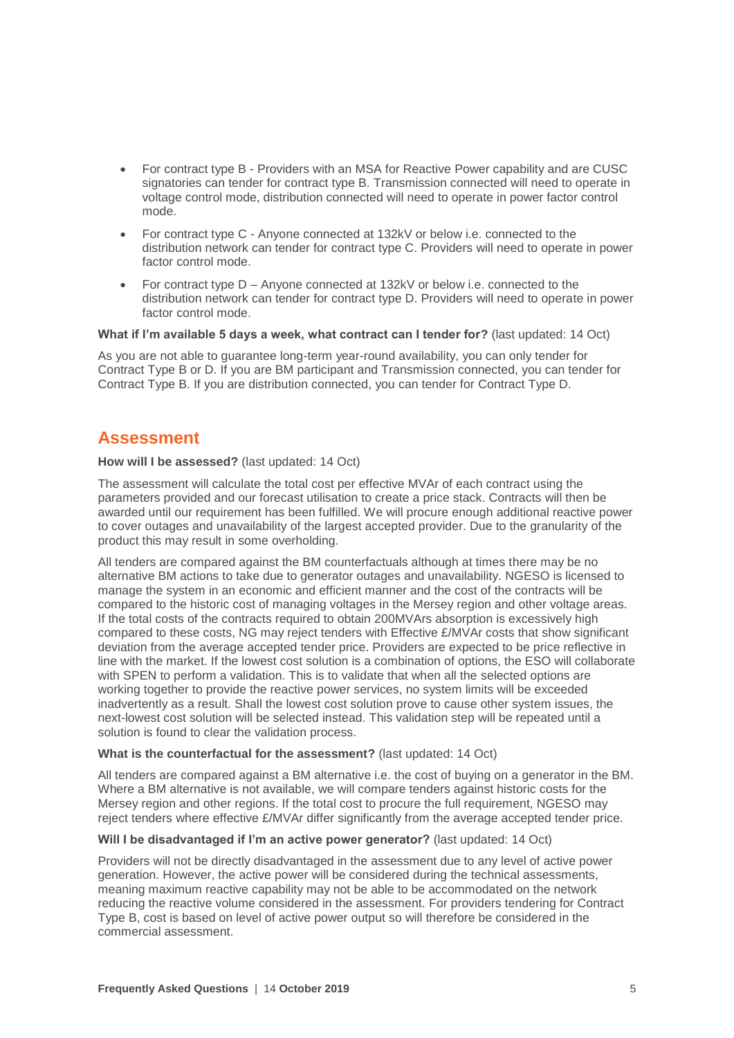- For contract type B - Providers with an MSA for Reactive Power capability and are CUSC signatories can tender for contract type B. Transmission connected will need to operate in voltage control mode, distribution connected will need to operate in power factor control mode.
- For contract type C - Anyone connected at 132kV or below i.e. connected to the distribution network can tender for contract type C. Providers will need to operate in power factor control mode.
- For contract type D – Anyone connected at 132kV or below i.e. connected to the distribution network can tender for contract type D. Providers will need to operate in power factor control mode.

**What if I'm available 5 days a week, what contract can I tender for?** (last updated: 14 Oct)

As you are not able to guarantee long-term year-round availability, you can only tender for Contract Type B or D. If you are BM participant and Transmission connected, you can tender for Contract Type B. If you are distribution connected, you can tender for Contract Type D.

## Assessment

**How will I be assessed?** (last updated: 14 Oct)

The assessment will calculate the total cost per effective MVAr of each contract using the parameters provided and our forecast utilisation to create a price stack. Contracts will then be awarded until our requirement has been fulfilled. We will procure enough additional reactive power to cover outages and unavailability of the largest accepted provider. Due to the granularity of the product this may result in some overholding.

All tenders are compared against the BM counterfactuals although at times there may be no alternative BM actions to take due to generator outages and unavailability. NGESO is licensed to manage the system in an economic and efficient manner and the cost of the contracts will be compared to the historic cost of managing voltages in the Mersey region and other voltage areas. If the total costs of the contracts required to obtain 200MVArs absorption is excessively high compared to these costs, NG may reject tenders with Effective £/MVAr costs that show significant deviation from the average accepted tender price. Providers are expected to be price reflective in line with the market. If the lowest cost solution is a combination of options, the ESO will collaborate with SPEN to perform a validation. This is to validate that when all the selected options are working together to provide the reactive power services, no system limits will be exceeded inadvertently as a result. Shall the lowest cost solution prove to cause other system issues, the next-lowest cost solution will be selected instead. This validation step will be repeated until a solution is found to clear the validation process.

**What is the counterfactual for the assessment?** (last updated: 14 Oct)

All tenders are compared against a BM alternative i.e. the cost of buying on a generator in the BM. Where a BM alternative is not available, we will compare tenders against historic costs for the Mersey region and other regions. If the total cost to procure the full requirement, NGESO may reject tenders where effective £/MVAr differ significantly from the average accepted tender price.

**Will I be disadvantaged if I'm an active power generator?** (last updated: 14 Oct)

Providers will not be directly disadvantaged in the assessment due to any level of active power generation. However, the active power will be considered during the technical assessments, meaning maximum reactive capability may not be able to be accommodated on the network reducing the reactive volume considered in the assessment. For providers tendering for Contract Type B, cost is based on level of active power output so will therefore be considered in the commercial assessment.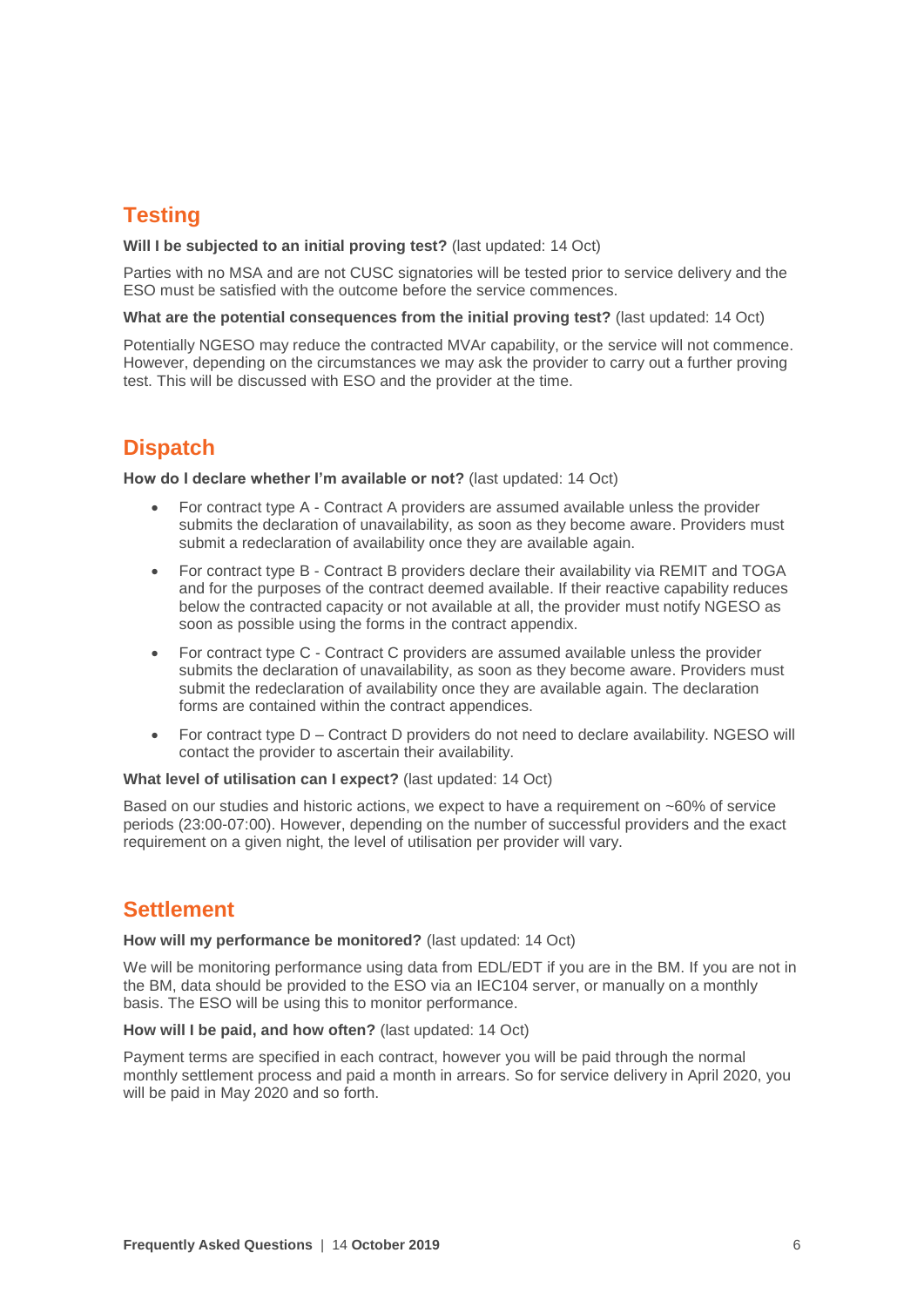## Testing

**Will I be subjected to an initial proving test?** (last updated: 14 Oct)

Parties with no MSA and are not CUSC signatories will be tested prior to service delivery and the ESO must be satisfied with the outcome before the service commences.

**What are the potential consequences from the initial proving test?** (last updated: 14 Oct)

Potentially NGESO may reduce the contracted MVAr capability, or the service will not commence. However, depending on the circumstances we may ask the provider to carry out a further proving test. This will be discussed with ESO and the provider at the time.

## Dispatch

**How do I declare whether I'm available or not?** (last updated: 14 Oct)

- For contract type A - Contract A providers are assumed available unless the provider submits the declaration of unavailability, as soon as they become aware. Providers must submit a redeclaration of availability once they are available again.
- For contract type B - Contract B providers declare their availability via REMIT and TOGA and for the purposes of the contract deemed available. If their reactive capability reduces below the contracted capacity or not available at all, the provider must notify NGESO as soon as possible using the forms in the contract appendix.
- For contract type C - Contract C providers are assumed available unless the provider submits the declaration of unavailability, as soon as they become aware. Providers must submit the redeclaration of availability once they are available again. The declaration forms are contained within the contract appendices.
- For contract type D – Contract D providers do not need to declare availability. NGESO will contact the provider to ascertain their availability.

**What level of utilisation can I expect?** (last updated: 14 Oct)

Based on our studies and historic actions, we expect to have a requirement on ~60% of service periods (23:00-07:00). However, depending on the number of successful providers and the exact requirement on a given night, the level of utilisation per provider will vary.

## Settlement

**How will my performance be monitored?** (last updated: 14 Oct)

We will be monitoring performance using data from EDL/EDT if you are in the BM. If you are not in the BM, data should be provided to the ESO via an IEC104 server, or manually on a monthly basis. The ESO will be using this to monitor performance.

**How will I be paid, and how often?** (last updated: 14 Oct)

Payment terms are specified in each contract, however you will be paid through the normal monthly settlement process and paid a month in arrears. So for service delivery in April 2020, you will be paid in May 2020 and so forth.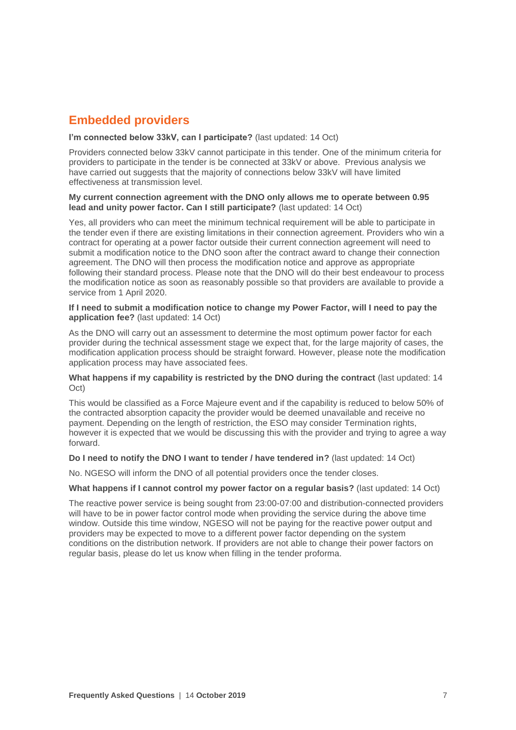## Embedded providers

**I'm connected below 33kV, can I participate?** (last updated: 14 Oct)

Providers connected below 33kV cannot participate in this tender. One of the minimum criteria for providers to participate in the tender is be connected at 33kV or above. Previous analysis we have carried out suggests that the majority of connections below 33kV will have limited effectiveness at transmission level.

**My current connection agreement with the DNO only allows me to operate between 0.95 lead and unity power factor. Can I still participate?** (last updated: 14 Oct)

Yes, all providers who can meet the minimum technical requirement will be able to participate in the tender even if there are existing limitations in their connection agreement. Providers who win a contract for operating at a power factor outside their current connection agreement will need to submit a modification notice to the DNO soon after the contract award to change their connection agreement. The DNO will then process the modification notice and approve as appropriate following their standard process. Please note that the DNO will do their best endeavour to process the modification notice as soon as reasonably possible so that providers are available to provide a service from 1 April 2020.

**If I need to submit a modification notice to change my Power Factor, will I need to pay the application fee?** (last updated: 14 Oct)

As the DNO will carry out an assessment to determine the most optimum power factor for each provider during the technical assessment stage we expect that, for the large majority of cases, the modification application process should be straight forward. However, please note the modification application process may have associated fees.

**What happens if my capability is restricted by the DNO during the contract** (last updated: 14 Oct)

This would be classified as a Force Majeure event and if the capability is reduced to below 50% of the contracted absorption capacity the provider would be deemed unavailable and receive no payment. Depending on the length of restriction, the ESO may consider Termination rights, however it is expected that we would be discussing this with the provider and trying to agree a way forward.

**Do I need to notify the DNO I want to tender / have tendered in?** (last updated: 14 Oct)

No. NGESO will inform the DNO of all potential providers once the tender closes.

**What happens if I cannot control my power factor on a regular basis?** (last updated: 14 Oct)

The reactive power service is being sought from 23:00-07:00 and distribution-connected providers will have to be in power factor control mode when providing the service during the above time window. Outside this time window, NGESO will not be paying for the reactive power output and providers may be expected to move to a different power factor depending on the system conditions on the distribution network. If providers are not able to change their power factors on regular basis, please do let us know when filling in the tender proforma.